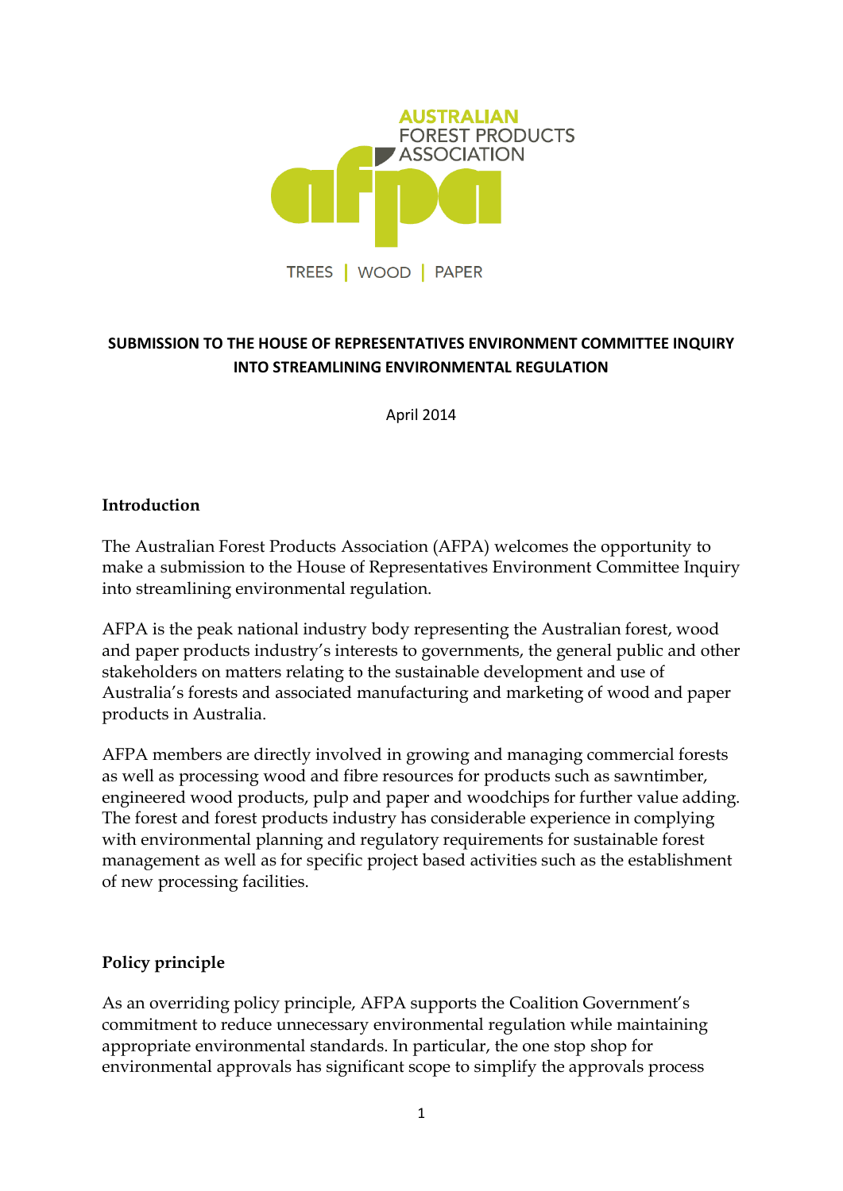AUSTRALIAN FOREST PRODUCTS ASSOCIATION

TREES | WOOD | PAPER

**SUBMISSION TO THE HOUSE OF REPRESENTATIVES ENVIRONMENT COMMITTEE INQUIRY INTO STREAMLINING ENVIRONMENTAL REGULATION**

April 2014

## Introduction

The Australian Forest Products Association (AFPA) welcomes the opportunity to make a submission to the House of Representatives Environment Committee Inquiry into streamlining environmental regulation.

AFPA is the peak national industry body representing the Australian forest, wood and paper products industry's interests to governments, the general public and other stakeholders on matters relating to the sustainable development and use of Australia's forests and associated manufacturing and marketing of wood and paper products in Australia.

AFPA members are directly involved in growing and managing commercial forests as well as processing wood and fibre resources for products such as sawntimber, engineered wood products, pulp and paper and woodchips for further value adding. The forest and forest products industry has considerable experience in complying with environmental planning and regulatory requirements for sustainable forest management as well as for specific project based activities such as the establishment of new processing facilities.

## Policy principle

As an overriding policy principle, AFPA supports the Coalition Government's commitment to reduce unnecessary environmental regulation while maintaining appropriate environmental standards. In particular, the one stop shop for environmental approvals has significant scope to simplify the approvals process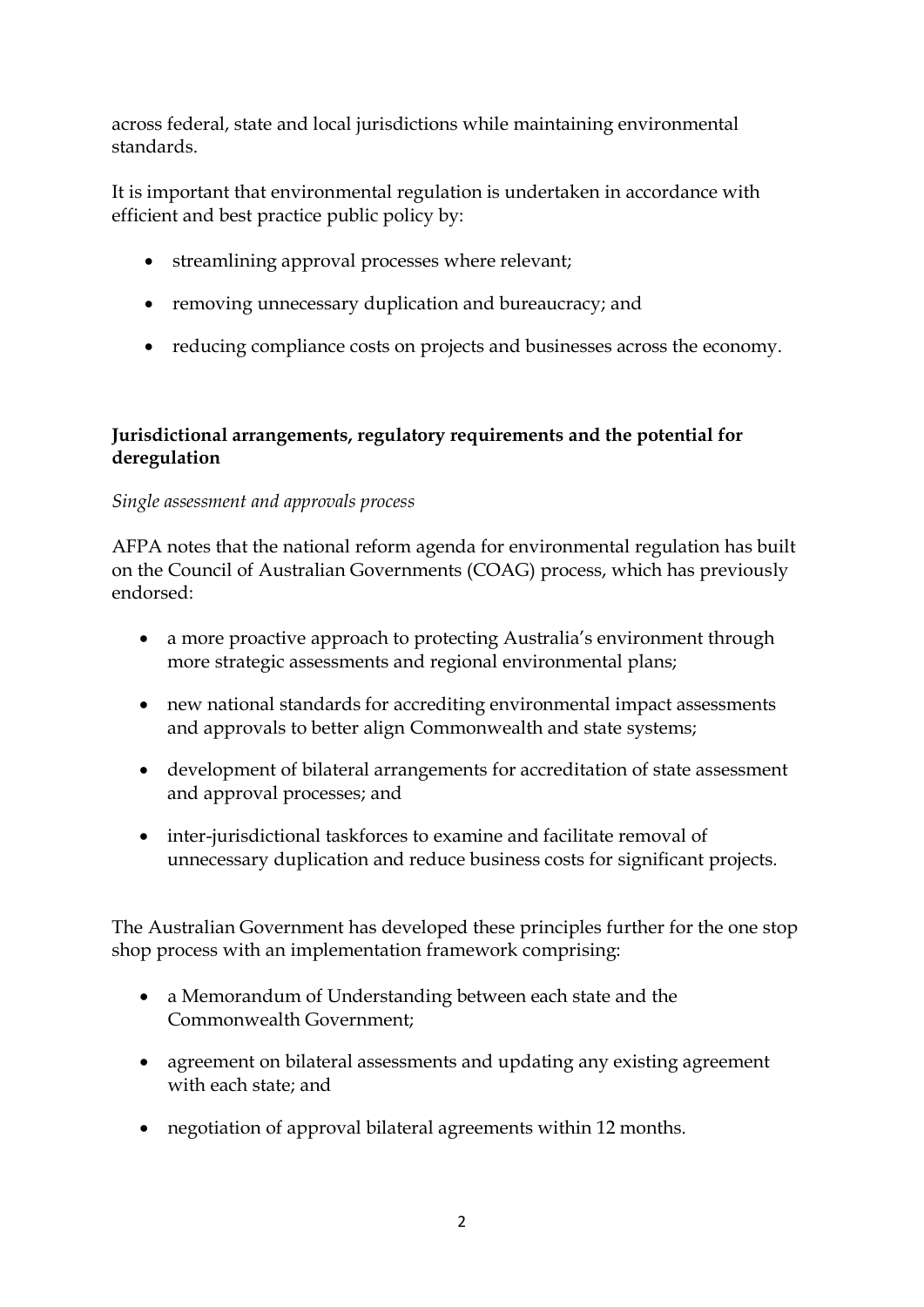across federal, state and local jurisdictions while maintaining environmental standards.

It is important that environmental regulation is undertaken in accordance with efficient and best practice public policy by:

- streamlining approval processes where relevant;
- removing unnecessary duplication and bureaucracy; and
- reducing compliance costs on projects and businesses across the economy.

**Jurisdictional arrangements, regulatory requirements and the potential for deregulation**

*Single assessment and approvals process*

AFPA notes that the national reform agenda for environmental regulation has built on the Council of Australian Governments (COAG) process, which has previously endorsed:

- a more proactive approach to protecting Australia's environment through more strategic assessments and regional environmental plans;
- new national standards for accrediting environmental impact assessments and approvals to better align Commonwealth and state systems;
- development of bilateral arrangements for accreditation of state assessment and approval processes; and
- inter-jurisdictional taskforces to examine and facilitate removal of unnecessary duplication and reduce business costs for significant projects.

The Australian Government has developed these principles further for the one stop shop process with an implementation framework comprising:

- a Memorandum of Understanding between each state and the Commonwealth Government;
- agreement on bilateral assessments and updating any existing agreement with each state; and
- negotiation of approval bilateral agreements within 12 months.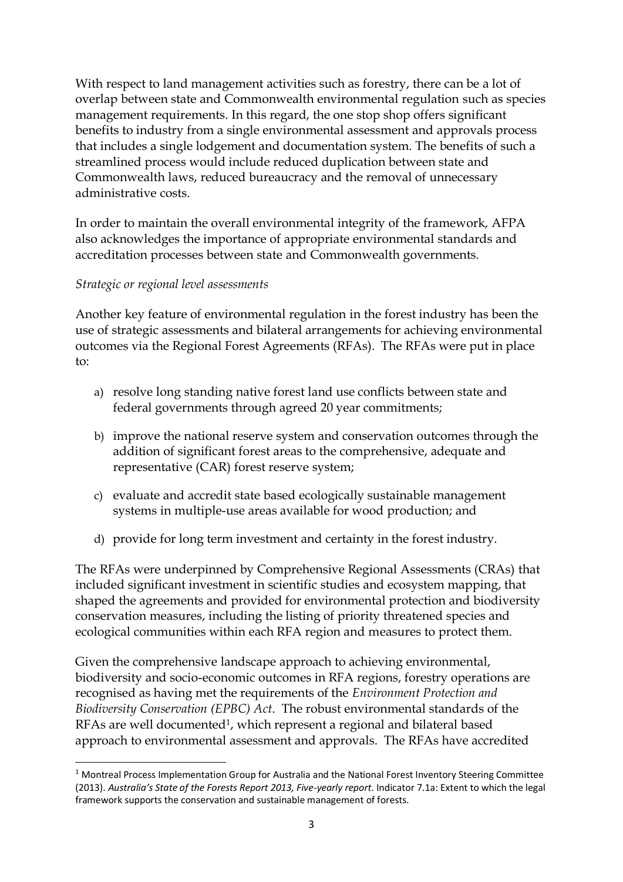With respect to land management activities such as forestry, there can be a lot of overlap between state and Commonwealth environmental regulation such as species management requirements. In this regard, the one stop shop offers significant benefits to industry from a single environmental assessment and approvals process that includes a single lodgement and documentation system. The benefits of such a streamlined process would include reduced duplication between state and Commonwealth laws, reduced bureaucracy and the removal of unnecessary administrative costs.

In order to maintain the overall environmental integrity of the framework, AFPA also acknowledges the importance of appropriate environmental standards and accreditation processes between state and Commonwealth governments.

*Strategic or regional level assessments*

Another key feature of environmental regulation in the forest industry has been the use of strategic assessments and bilateral arrangements for achieving environmental outcomes via the Regional Forest Agreements (RFAs). The RFAs were put in place to:

a) resolve long standing native forest land use conflicts between state and federal governments through agreed 20 year commitments;

b) improve the national reserve system and conservation outcomes through the addition of significant forest areas to the comprehensive, adequate and representative (CAR) forest reserve system;

c) evaluate and accredit state based ecologically sustainable management systems in multiple-use areas available for wood production; and

d) provide for long term investment and certainty in the forest industry.

The RFAs were underpinned by Comprehensive Regional Assessments (CRAs) that included significant investment in scientific studies and ecosystem mapping, that shaped the agreements and provided for environmental protection and biodiversity conservation measures, including the listing of priority threatened species and ecological communities within each RFA region and measures to protect them.

Given the comprehensive landscape approach to achieving environmental, biodiversity and socio-economic outcomes in RFA regions, forestry operations are recognised as having met the requirements of the *Environment Protection and Biodiversity Conservation (EPBC) Act*. The robust environmental standards of the RFAs are well documented[1], which represent a regional and bilateral based approach to environmental assessment and approvals. The RFAs have accredited

[1] Montreal Process Implementation Group for Australia and the National Forest Inventory Steering Committee (2013). *Australia's State of the Forests Report 2013, Five-yearly report*. Indicator 7.1a: Extent to which the legal framework supports the conservation and sustainable management of forests.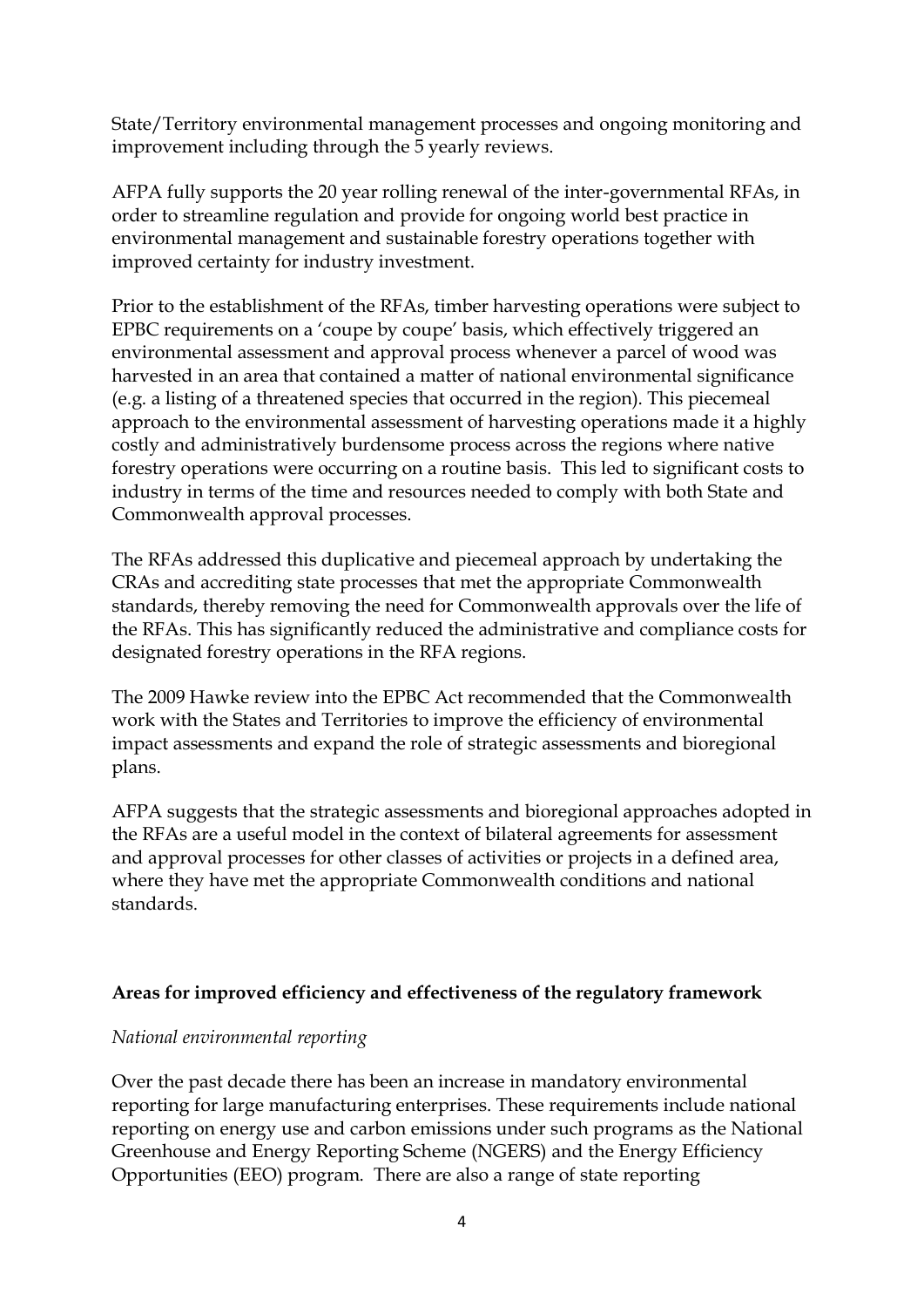State/Territory environmental management processes and ongoing monitoring and improvement including through the 5 yearly reviews.

AFPA fully supports the 20 year rolling renewal of the inter-governmental RFAs, in order to streamline regulation and provide for ongoing world best practice in environmental management and sustainable forestry operations together with improved certainty for industry investment.

Prior to the establishment of the RFAs, timber harvesting operations were subject to EPBC requirements on a 'coupe by coupe' basis, which effectively triggered an environmental assessment and approval process whenever a parcel of wood was harvested in an area that contained a matter of national environmental significance (e.g. a listing of a threatened species that occurred in the region). This piecemeal approach to the environmental assessment of harvesting operations made it a highly costly and administratively burdensome process across the regions where native forestry operations were occurring on a routine basis. This led to significant costs to industry in terms of the time and resources needed to comply with both State and Commonwealth approval processes.

The RFAs addressed this duplicative and piecemeal approach by undertaking the CRAs and accrediting state processes that met the appropriate Commonwealth standards, thereby removing the need for Commonwealth approvals over the life of the RFAs. This has significantly reduced the administrative and compliance costs for designated forestry operations in the RFA regions.

The 2009 Hawke review into the EPBC Act recommended that the Commonwealth work with the States and Territories to improve the efficiency of environmental impact assessments and expand the role of strategic assessments and bioregional plans.

AFPA suggests that the strategic assessments and bioregional approaches adopted in the RFAs are a useful model in the context of bilateral agreements for assessment and approval processes for other classes of activities or projects in a defined area, where they have met the appropriate Commonwealth conditions and national standards.

**Areas for improved efficiency and effectiveness of the regulatory framework**

*National environmental reporting*

Over the past decade there has been an increase in mandatory environmental reporting for large manufacturing enterprises. These requirements include national reporting on energy use and carbon emissions under such programs as the National Greenhouse and Energy Reporting Scheme (NGERS) and the Energy Efficiency Opportunities (EEO) program. There are also a range of state reporting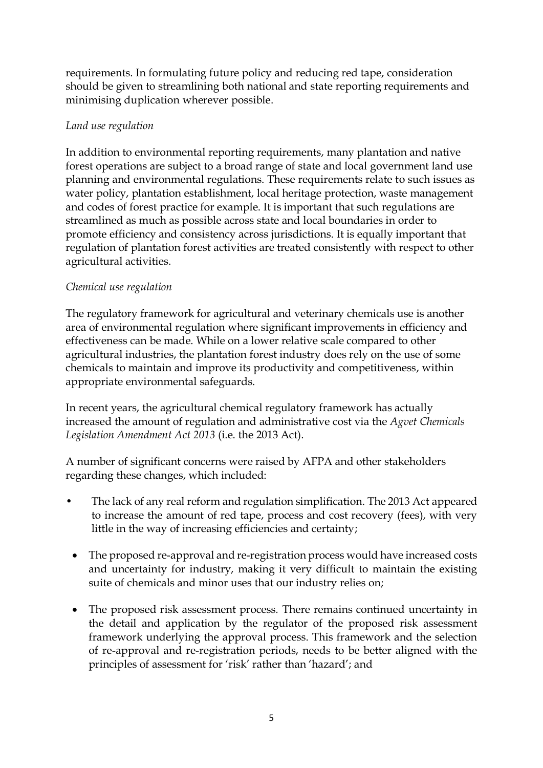requirements. In formulating future policy and reducing red tape, consideration should be given to streamlining both national and state reporting requirements and minimising duplication wherever possible.

*Land use regulation*

In addition to environmental reporting requirements, many plantation and native forest operations are subject to a broad range of state and local government land use planning and environmental regulations. These requirements relate to such issues as water policy, plantation establishment, local heritage protection, waste management and codes of forest practice for example. It is important that such regulations are streamlined as much as possible across state and local boundaries in order to promote efficiency and consistency across jurisdictions. It is equally important that regulation of plantation forest activities are treated consistently with respect to other agricultural activities.

*Chemical use regulation*

The regulatory framework for agricultural and veterinary chemicals use is another area of environmental regulation where significant improvements in efficiency and effectiveness can be made. While on a lower relative scale compared to other agricultural industries, the plantation forest industry does rely on the use of some chemicals to maintain and improve its productivity and competitiveness, within appropriate environmental safeguards.

In recent years, the agricultural chemical regulatory framework has actually increased the amount of regulation and administrative cost via the *Agvet Chemicals Legislation Amendment Act 2013* (i.e. the 2013 Act).

A number of significant concerns were raised by AFPA and other stakeholders regarding these changes, which included:

- The lack of any real reform and regulation simplification. The 2013 Act appeared to increase the amount of red tape, process and cost recovery (fees), with very little in the way of increasing efficiencies and certainty;
- The proposed re-approval and re-registration process would have increased costs and uncertainty for industry, making it very difficult to maintain the existing suite of chemicals and minor uses that our industry relies on;
- The proposed risk assessment process. There remains continued uncertainty in the detail and application by the regulator of the proposed risk assessment framework underlying the approval process. This framework and the selection of re-approval and re-registration periods, needs to be better aligned with the principles of assessment for 'risk' rather than 'hazard'; and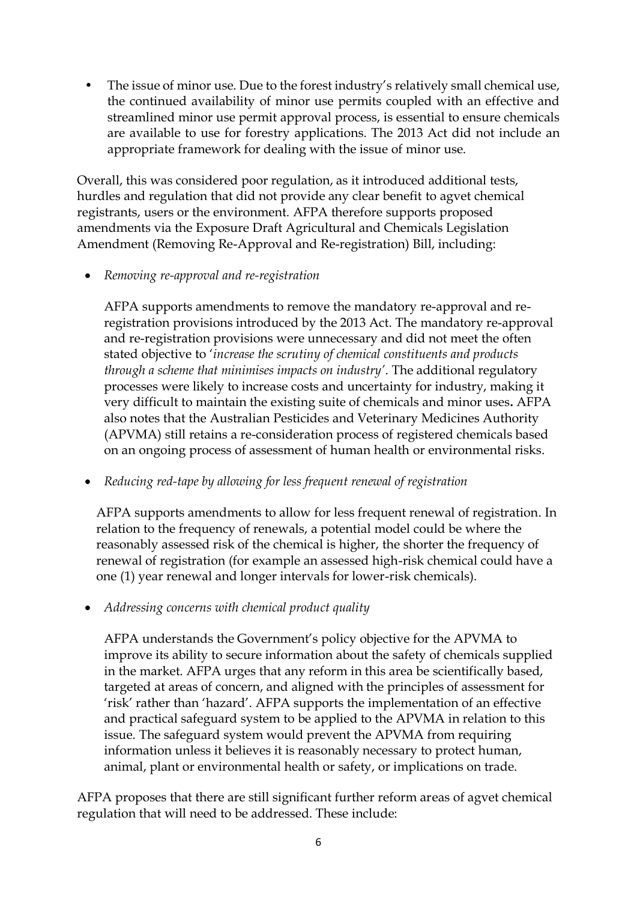- The issue of minor use. Due to the forest industry's relatively small chemical use, the continued availability of minor use permits coupled with an effective and streamlined minor use permit approval process, is essential to ensure chemicals are available to use for forestry applications. The 2013 Act did not include an appropriate framework for dealing with the issue of minor use.

Overall, this was considered poor regulation, as it introduced additional tests, hurdles and regulation that did not provide any clear benefit to agvet chemical registrants, users or the environment. AFPA therefore supports proposed amendments via the Exposure Draft Agricultural and Chemicals Legislation Amendment (Removing Re-Approval and Re-registration) Bill, including:

- *Removing re-approval and re-registration*

  AFPA supports amendments to remove the mandatory re-approval and re-registration provisions introduced by the 2013 Act. The mandatory re-approval and re-registration provisions were unnecessary and did not meet the often stated objective to '*increase the scrutiny of chemical constituents and products through a scheme that minimises impacts on industry'*. The additional regulatory processes were likely to increase costs and uncertainty for industry, making it very difficult to maintain the existing suite of chemicals and minor uses**.** AFPA also notes that the Australian Pesticides and Veterinary Medicines Authority (APVMA) still retains a re-consideration process of registered chemicals based on an ongoing process of assessment of human health or environmental risks.

- *Reducing red-tape by allowing for less frequent renewal of registration*

  AFPA supports amendments to allow for less frequent renewal of registration. In relation to the frequency of renewals, a potential model could be where the reasonably assessed risk of the chemical is higher, the shorter the frequency of renewal of registration (for example an assessed high-risk chemical could have a one (1) year renewal and longer intervals for lower-risk chemicals).

- *Addressing concerns with chemical product quality*

  AFPA understands the Government's policy objective for the APVMA to improve its ability to secure information about the safety of chemicals supplied in the market. AFPA urges that any reform in this area be scientifically based, targeted at areas of concern, and aligned with the principles of assessment for 'risk' rather than 'hazard'. AFPA supports the implementation of an effective and practical safeguard system to be applied to the APVMA in relation to this issue. The safeguard system would prevent the APVMA from requiring information unless it believes it is reasonably necessary to protect human, animal, plant or environmental health or safety, or implications on trade.

AFPA proposes that there are still significant further reform areas of agvet chemical regulation that will need to be addressed. These include: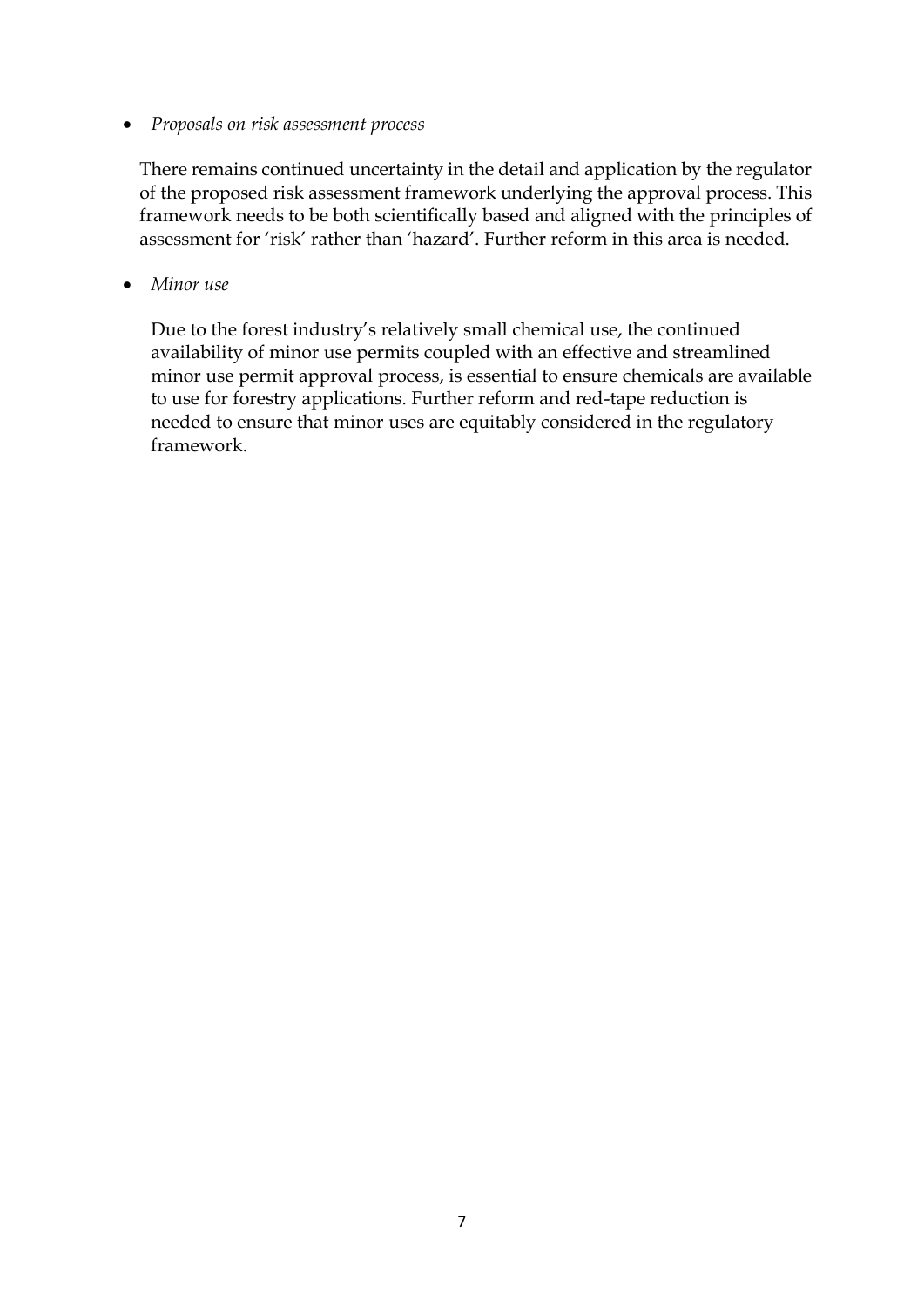- *Proposals on risk assessment process*

  There remains continued uncertainty in the detail and application by the regulator of the proposed risk assessment framework underlying the approval process. This framework needs to be both scientifically based and aligned with the principles of assessment for 'risk' rather than 'hazard'. Further reform in this area is needed.

- *Minor use*

  Due to the forest industry's relatively small chemical use, the continued availability of minor use permits coupled with an effective and streamlined minor use permit approval process, is essential to ensure chemicals are available to use for forestry applications. Further reform and red-tape reduction is needed to ensure that minor uses are equitably considered in the regulatory framework.